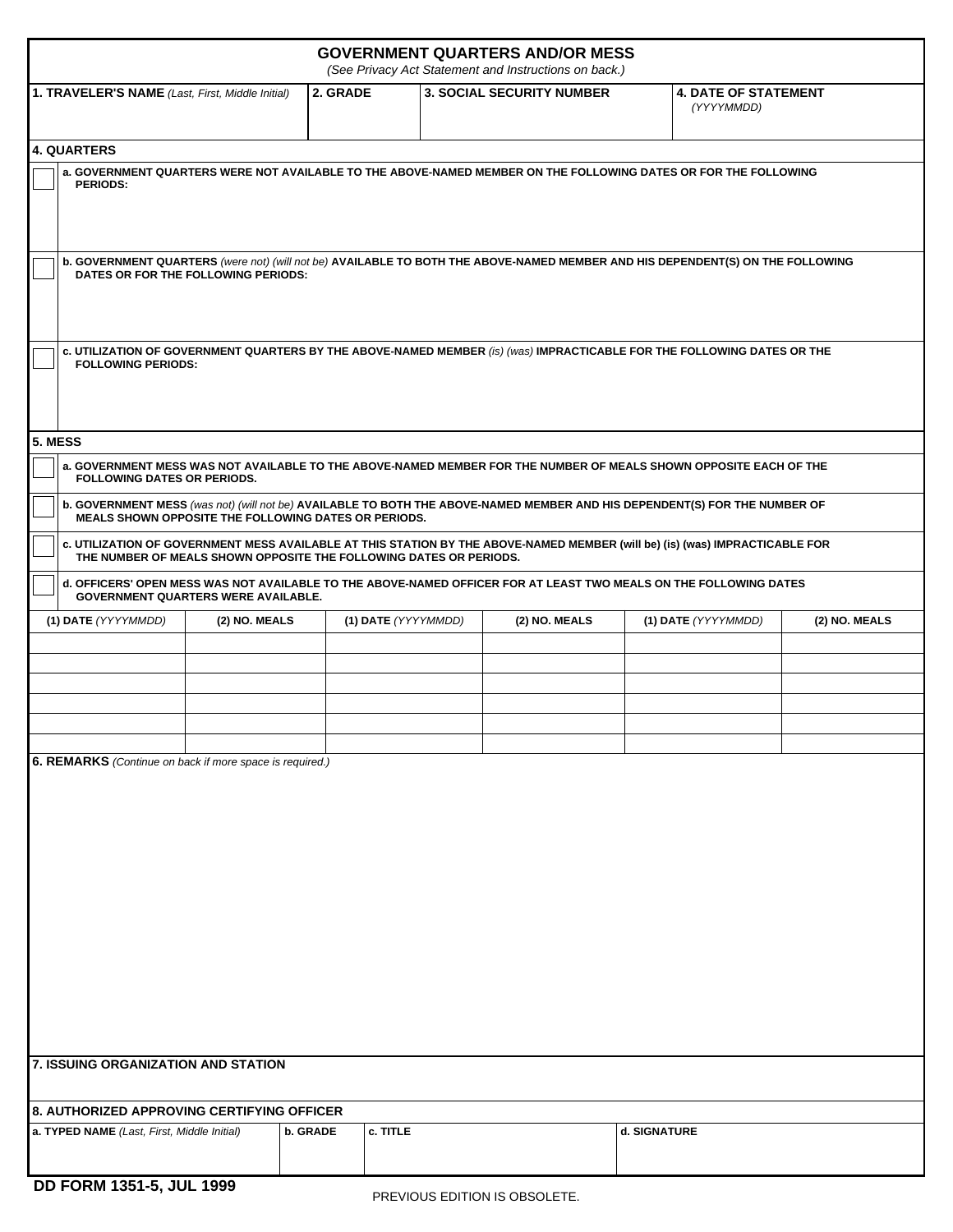# GOVERNMENT QUARTERS AND/OR MESS

*(See Privacy Act Statement and Instructions on back.)*

| 1. TRAVELER'S NAME *(Last, First, Middle Initial)* | 2. GRADE | 3. SOCIAL SECURITY NUMBER | 4. DATE OF STATEMENT *(YYYYMMDD)* |
|---|---|---|---|
| | | | |

## 4. QUARTERS

☐ **a. GOVERNMENT QUARTERS WERE NOT AVAILABLE TO THE ABOVE-NAMED MEMBER ON THE FOLLOWING DATES OR FOR THE FOLLOWING PERIODS:**

☐ **b. GOVERNMENT QUARTERS** *(were not) (will not be)* **AVAILABLE TO BOTH THE ABOVE-NAMED MEMBER AND HIS DEPENDENT(S) ON THE FOLLOWING DATES OR FOR THE FOLLOWING PERIODS:**

☐ **c. UTILIZATION OF GOVERNMENT QUARTERS BY THE ABOVE-NAMED MEMBER** *(is) (was)* **IMPRACTICABLE FOR THE FOLLOWING DATES OR THE FOLLOWING PERIODS:**

## 5. MESS

☐ **a. GOVERNMENT MESS WAS NOT AVAILABLE TO THE ABOVE-NAMED MEMBER FOR THE NUMBER OF MEALS SHOWN OPPOSITE EACH OF THE FOLLOWING DATES OR PERIODS.**

☐ **b. GOVERNMENT MESS** *(was not) (will not be)* **AVAILABLE TO BOTH THE ABOVE-NAMED MEMBER AND HIS DEPENDENT(S) FOR THE NUMBER OF MEALS SHOWN OPPOSITE THE FOLLOWING DATES OR PERIODS.**

☐ **c. UTILIZATION OF GOVERNMENT MESS AVAILABLE AT THIS STATION BY THE ABOVE-NAMED MEMBER (will be) (is) (was) IMPRACTICABLE FOR THE NUMBER OF MEALS SHOWN OPPOSITE THE FOLLOWING DATES OR PERIODS.**

☐ **d. OFFICERS' OPEN MESS WAS NOT AVAILABLE TO THE ABOVE-NAMED OFFICER FOR AT LEAST TWO MEALS ON THE FOLLOWING DATES GOVERNMENT QUARTERS WERE AVAILABLE.**

| (1) DATE *(YYYYMMDD)* | (2) NO. MEALS | (1) DATE *(YYYYMMDD)* | (2) NO. MEALS | (1) DATE *(YYYYMMDD)* | (2) NO. MEALS |
|---|---|---|---|---|---|
| | | | | | |
| | | | | | |
| | | | | | |
| | | | | | |
| | | | | | |
| | | | | | |

## 6. REMARKS *(Continue on back if more space is required.)*

## 7. ISSUING ORGANIZATION AND STATION

## 8. AUTHORIZED APPROVING CERTIFYING OFFICER

| a. TYPED NAME *(Last, First, Middle Initial)* | b. GRADE | c. TITLE | d. SIGNATURE |
|---|---|---|---|
| | | | |

**DD FORM 1351-5, JUL 1999**

PREVIOUS EDITION IS OBSOLETE.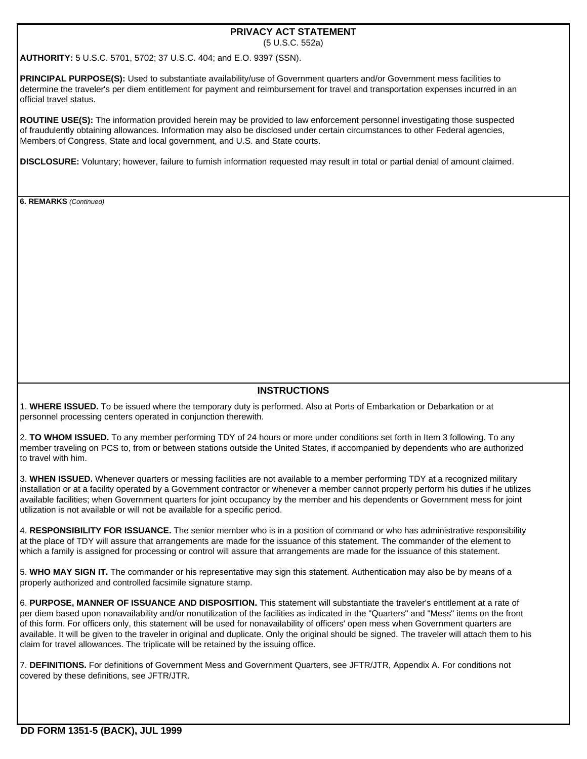## PRIVACY ACT STATEMENT

(5 U.S.C. 552a)

**AUTHORITY:** 5 U.S.C. 5701, 5702; 37 U.S.C. 404; and E.O. 9397 (SSN).

**PRINCIPAL PURPOSE(S):** Used to substantiate availability/use of Government quarters and/or Government mess facilities to determine the traveler's per diem entitlement for payment and reimbursement for travel and transportation expenses incurred in an official travel status.

**ROUTINE USE(S):** The information provided herein may be provided to law enforcement personnel investigating those suspected of fraudulently obtaining allowances. Information may also be disclosed under certain circumstances to other Federal agencies, Members of Congress, State and local government, and U.S. and State courts.

**DISCLOSURE:** Voluntary; however, failure to furnish information requested may result in total or partial denial of amount claimed.

**6. REMARKS** *(Continued)*

## INSTRUCTIONS

1. **WHERE ISSUED.** To be issued where the temporary duty is performed. Also at Ports of Embarkation or Debarkation or at personnel processing centers operated in conjunction therewith.

2. **TO WHOM ISSUED.** To any member performing TDY of 24 hours or more under conditions set forth in Item 3 following. To any member traveling on PCS to, from or between stations outside the United States, if accompanied by dependents who are authorized to travel with him.

3. **WHEN ISSUED.** Whenever quarters or messing facilities are not available to a member performing TDY at a recognized military installation or at a facility operated by a Government contractor or whenever a member cannot properly perform his duties if he utilizes available facilities; when Government quarters for joint occupancy by the member and his dependents or Government mess for joint utilization is not available or will not be available for a specific period.

4. **RESPONSIBILITY FOR ISSUANCE.** The senior member who is in a position of command or who has administrative responsibility at the place of TDY will assure that arrangements are made for the issuance of this statement. The commander of the element to which a family is assigned for processing or control will assure that arrangements are made for the issuance of this statement.

5. **WHO MAY SIGN IT.** The commander or his representative may sign this statement. Authentication may also be by means of a properly authorized and controlled facsimile signature stamp.

6. **PURPOSE, MANNER OF ISSUANCE AND DISPOSITION.** This statement will substantiate the traveler's entitlement at a rate of per diem based upon nonavailability and/or nonutilization of the facilities as indicated in the "Quarters" and "Mess" items on the front of this form. For officers only, this statement will be used for nonavailability of officers' open mess when Government quarters are available. It will be given to the traveler in original and duplicate. Only the original should be signed. The traveler will attach them to his claim for travel allowances. The triplicate will be retained by the issuing office.

7. **DEFINITIONS.** For definitions of Government Mess and Government Quarters, see JFTR/JTR, Appendix A. For conditions not covered by these definitions, see JFTR/JTR.

**DD FORM 1351-5 (BACK), JUL 1999**